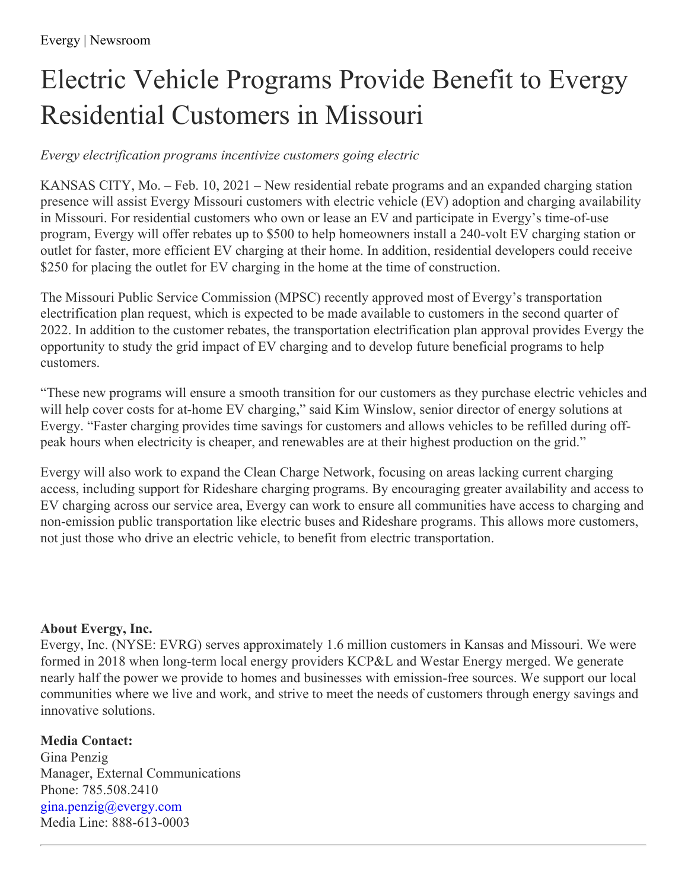Evergy | Newsroom

# Electric Vehicle Programs Provide Benefit to Evergy Residential Customers in Missouri

*Evergy electrification programs incentivize customers going electric*

KANSAS CITY, Mo. – Feb. 10, 2021 – New residential rebate programs and an expanded charging station presence will assist Evergy Missouri customers with electric vehicle (EV) adoption and charging availability in Missouri. For residential customers who own or lease an EV and participate in Evergy's time-of-use program, Evergy will offer rebates up to $500 to help homeowners install a 240-volt EV charging station or outlet for faster, more efficient EV charging at their home. In addition, residential developers could receive $250 for placing the outlet for EV charging in the home at the time of construction.

The Missouri Public Service Commission (MPSC) recently approved most of Evergy's transportation electrification plan request, which is expected to be made available to customers in the second quarter of 2022. In addition to the customer rebates, the transportation electrification plan approval provides Evergy the opportunity to study the grid impact of EV charging and to develop future beneficial programs to help customers.

"These new programs will ensure a smooth transition for our customers as they purchase electric vehicles and will help cover costs for at-home EV charging," said Kim Winslow, senior director of energy solutions at Evergy. "Faster charging provides time savings for customers and allows vehicles to be refilled during off-peak hours when electricity is cheaper, and renewables are at their highest production on the grid."

Evergy will also work to expand the Clean Charge Network, focusing on areas lacking current charging access, including support for Rideshare charging programs. By encouraging greater availability and access to EV charging across our service area, Evergy can work to ensure all communities have access to charging and non-emission public transportation like electric buses and Rideshare programs. This allows more customers, not just those who drive an electric vehicle, to benefit from electric transportation.

**About Evergy, Inc.**
Evergy, Inc. (NYSE: EVRG) serves approximately 1.6 million customers in Kansas and Missouri. We were formed in 2018 when long-term local energy providers KCP&L and Westar Energy merged. We generate nearly half the power we provide to homes and businesses with emission-free sources. We support our local communities where we live and work, and strive to meet the needs of customers through energy savings and innovative solutions.

**Media Contact:**
Gina Penzig
Manager, External Communications
Phone: 785.508.2410
gina.penzig@evergy.com
Media Line: 888-613-0003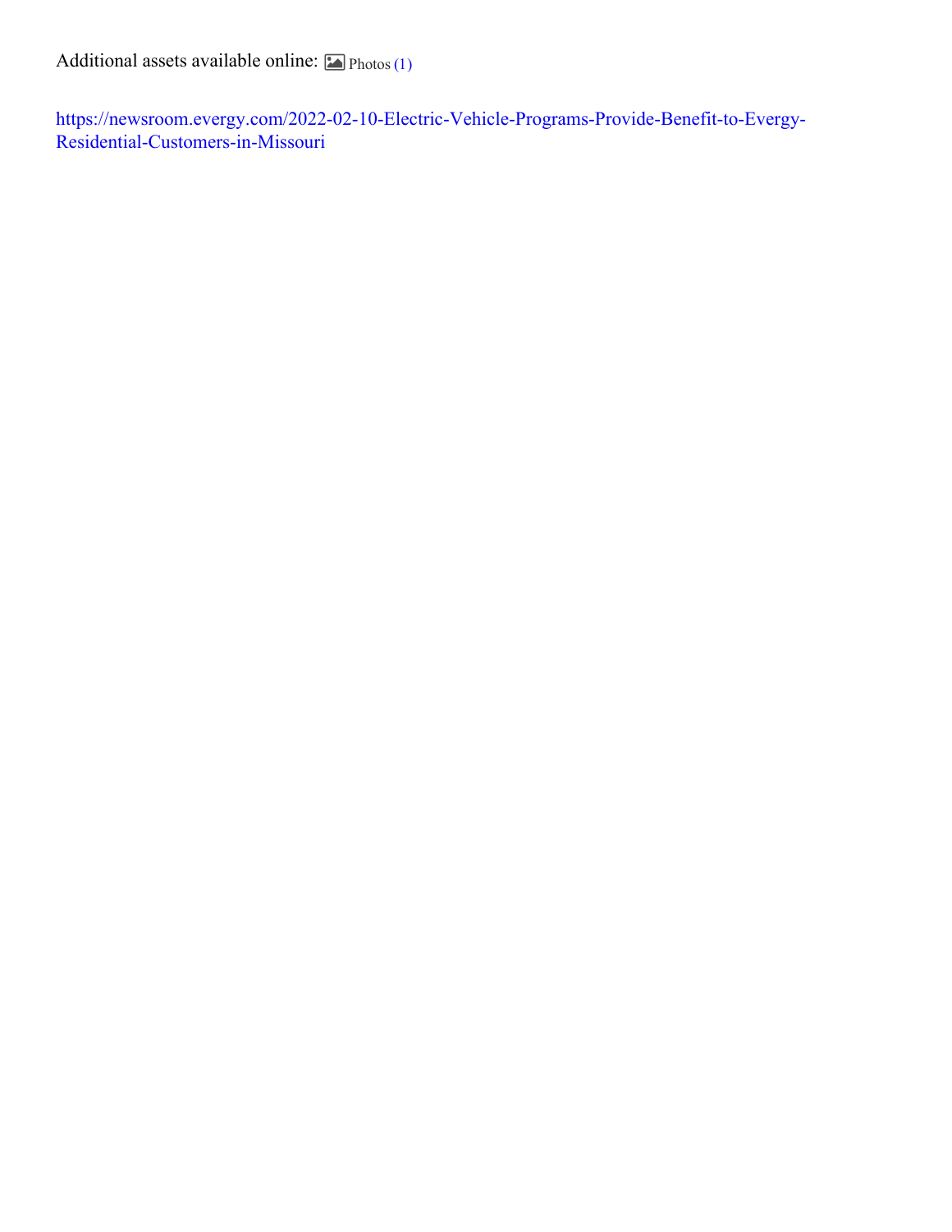Additional assets available online: Photos (1)

https://newsroom.evergy.com/2022-02-10-Electric-Vehicle-Programs-Provide-Benefit-to-Evergy-Residential-Customers-in-Missouri